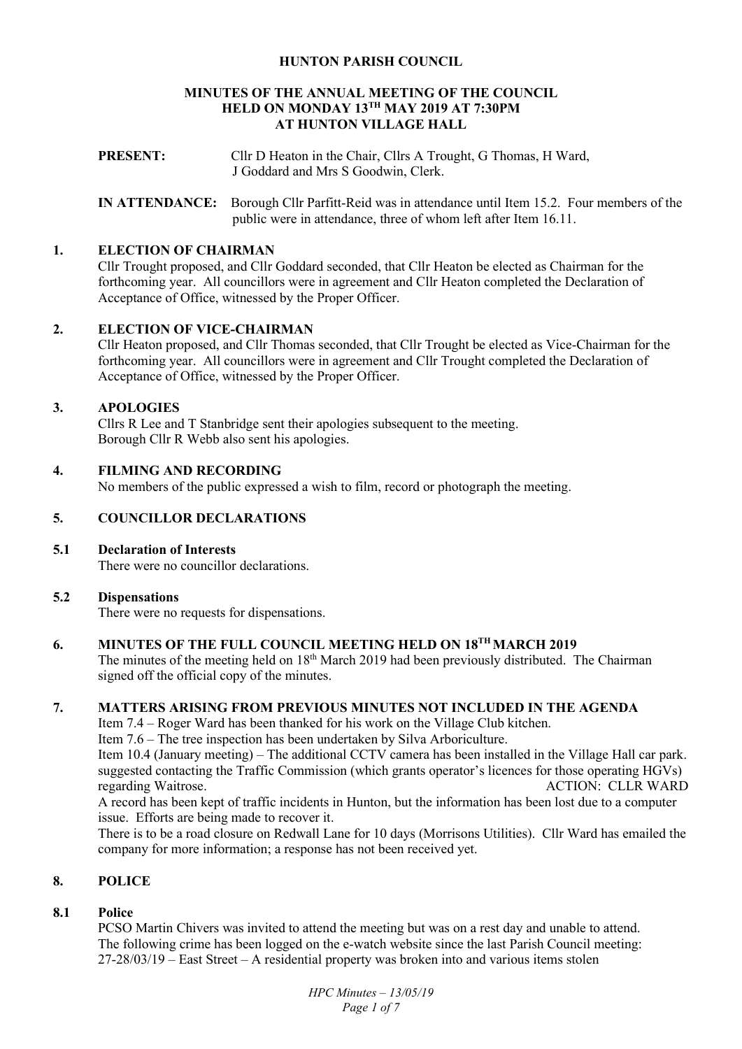# HUNTON PARISH COUNCIL

## MINUTES OF THE ANNUAL MEETING OF THE COUNCIL HELD ON MONDAY 13TH MAY 2019 AT 7:30PM AT HUNTON VILLAGE HALL

**PRESENT:** Cllr D Heaton in the Chair, Cllrs A Trought, G Thomas, H Ward, J Goddard and Mrs S Goodwin, Clerk.

**IN ATTENDANCE:** Borough Cllr Parfitt-Reid was in attendance until Item 15.2. Four members of the public were in attendance, three of whom left after Item 16.11.

### 1. ELECTION OF CHAIRMAN

Cllr Trought proposed, and Cllr Goddard seconded, that Cllr Heaton be elected as Chairman for the forthcoming year. All councillors were in agreement and Cllr Heaton completed the Declaration of Acceptance of Office, witnessed by the Proper Officer.

### 2. ELECTION OF VICE-CHAIRMAN

Cllr Heaton proposed, and Cllr Thomas seconded, that Cllr Trought be elected as Vice-Chairman for the forthcoming year. All councillors were in agreement and Cllr Trought completed the Declaration of Acceptance of Office, witnessed by the Proper Officer.

### 3. APOLOGIES

Cllrs R Lee and T Stanbridge sent their apologies subsequent to the meeting.
Borough Cllr R Webb also sent his apologies.

### 4. FILMING AND RECORDING

No members of the public expressed a wish to film, record or photograph the meeting.

### 5. COUNCILLOR DECLARATIONS

#### 5.1 Declaration of Interests

There were no councillor declarations.

#### 5.2 Dispensations

There were no requests for dispensations.

### 6. MINUTES OF THE FULL COUNCIL MEETING HELD ON 18TH MARCH 2019

The minutes of the meeting held on 18th March 2019 had been previously distributed. The Chairman signed off the official copy of the minutes.

### 7. MATTERS ARISING FROM PREVIOUS MINUTES NOT INCLUDED IN THE AGENDA

Item 7.4 – Roger Ward has been thanked for his work on the Village Club kitchen.

Item 7.6 – The tree inspection has been undertaken by Silva Arboriculture.

Item 10.4 (January meeting) – The additional CCTV camera has been installed in the Village Hall car park. suggested contacting the Traffic Commission (which grants operator's licences for those operating HGVs) regarding Waitrose. ACTION: CLLR WARD

A record has been kept of traffic incidents in Hunton, but the information has been lost due to a computer issue. Efforts are being made to recover it.

There is to be a road closure on Redwall Lane for 10 days (Morrisons Utilities). Cllr Ward has emailed the company for more information; a response has not been received yet.

### 8. POLICE

#### 8.1 Police

PCSO Martin Chivers was invited to attend the meeting but was on a rest day and unable to attend.
The following crime has been logged on the e-watch website since the last Parish Council meeting:
27-28/03/19 – East Street – A residential property was broken into and various items stolen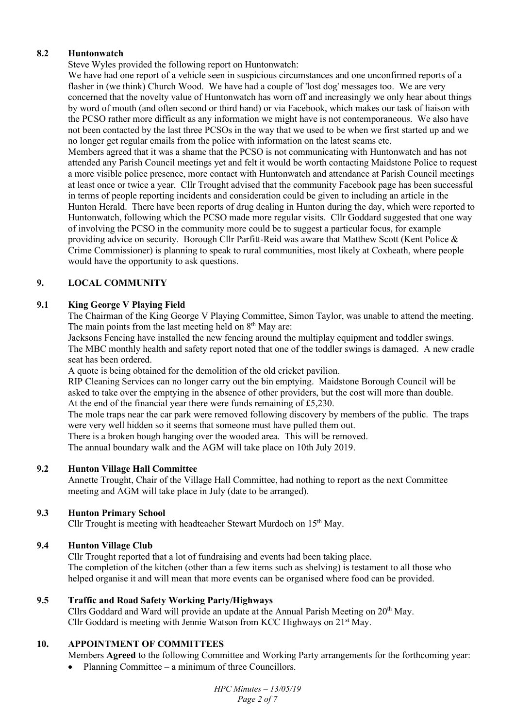## 8.2 Huntonwatch

Steve Wyles provided the following report on Huntonwatch:

We have had one report of a vehicle seen in suspicious circumstances and one unconfirmed reports of a flasher in (we think) Church Wood. We have had a couple of 'lost dog' messages too. We are very concerned that the novelty value of Huntonwatch has worn off and increasingly we only hear about things by word of mouth (and often second or third hand) or via Facebook, which makes our task of liaison with the PCSO rather more difficult as any information we might have is not contemporaneous. We also have not been contacted by the last three PCSOs in the way that we used to be when we first started up and we no longer get regular emails from the police with information on the latest scams etc.

Members agreed that it was a shame that the PCSO is not communicating with Huntonwatch and has not attended any Parish Council meetings yet and felt it would be worth contacting Maidstone Police to request a more visible police presence, more contact with Huntonwatch and attendance at Parish Council meetings at least once or twice a year. Cllr Trought advised that the community Facebook page has been successful in terms of people reporting incidents and consideration could be given to including an article in the Hunton Herald. There have been reports of drug dealing in Hunton during the day, which were reported to Huntonwatch, following which the PCSO made more regular visits. Cllr Goddard suggested that one way of involving the PCSO in the community more could be to suggest a particular focus, for example providing advice on security. Borough Cllr Parfitt-Reid was aware that Matthew Scott (Kent Police & Crime Commissioner) is planning to speak to rural communities, most likely at Coxheath, where people would have the opportunity to ask questions.

# 9. LOCAL COMMUNITY

## 9.1 King George V Playing Field

The Chairman of the King George V Playing Committee, Simon Taylor, was unable to attend the meeting. The main points from the last meeting held on 8th May are:

Jacksons Fencing have installed the new fencing around the multiplay equipment and toddler swings.

The MBC monthly health and safety report noted that one of the toddler swings is damaged. A new cradle seat has been ordered.

A quote is being obtained for the demolition of the old cricket pavilion.

RIP Cleaning Services can no longer carry out the bin emptying. Maidstone Borough Council will be asked to take over the emptying in the absence of other providers, but the cost will more than double.

At the end of the financial year there were funds remaining of £5,230.

The mole traps near the car park were removed following discovery by members of the public. The traps were very well hidden so it seems that someone must have pulled them out.

There is a broken bough hanging over the wooded area. This will be removed.

The annual boundary walk and the AGM will take place on 10th July 2019.

## 9.2 Hunton Village Hall Committee

Annette Trought, Chair of the Village Hall Committee, had nothing to report as the next Committee meeting and AGM will take place in July (date to be arranged).

## 9.3 Hunton Primary School

Cllr Trought is meeting with headteacher Stewart Murdoch on 15th May.

## 9.4 Hunton Village Club

Cllr Trought reported that a lot of fundraising and events had been taking place.

The completion of the kitchen (other than a few items such as shelving) is testament to all those who helped organise it and will mean that more events can be organised where food can be provided.

## 9.5 Traffic and Road Safety Working Party/Highways

Cllrs Goddard and Ward will provide an update at the Annual Parish Meeting on 20th May.

Cllr Goddard is meeting with Jennie Watson from KCC Highways on 21st May.

# 10. APPOINTMENT OF COMMITTEES

Members **Agreed** to the following Committee and Working Party arrangements for the forthcoming year:

- Planning Committee – a minimum of three Councillors.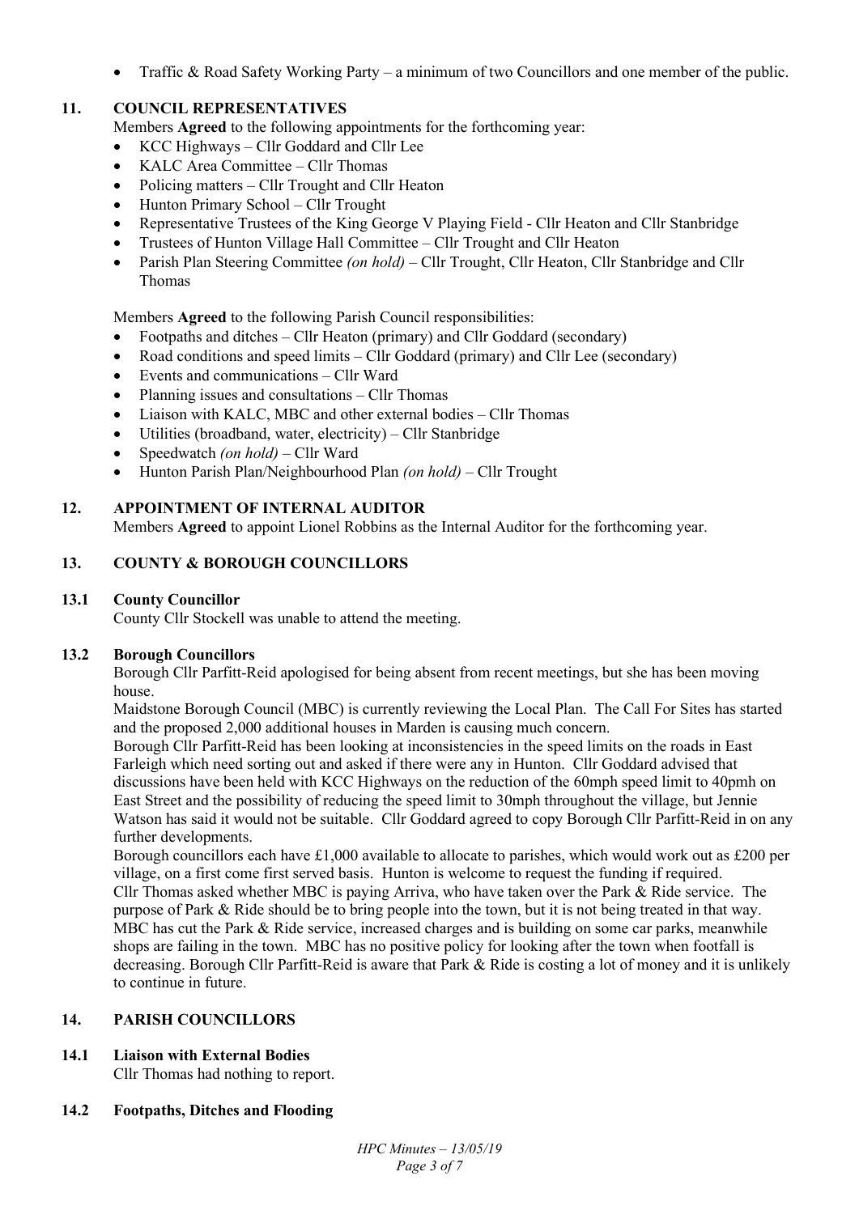- Traffic & Road Safety Working Party – a minimum of two Councillors and one member of the public.

## 11. COUNCIL REPRESENTATIVES

Members **Agreed** to the following appointments for the forthcoming year:

- KCC Highways – Cllr Goddard and Cllr Lee
- KALC Area Committee – Cllr Thomas
- Policing matters – Cllr Trought and Cllr Heaton
- Hunton Primary School – Cllr Trought
- Representative Trustees of the King George V Playing Field - Cllr Heaton and Cllr Stanbridge
- Trustees of Hunton Village Hall Committee – Cllr Trought and Cllr Heaton
- Parish Plan Steering Committee *(on hold)* – Cllr Trought, Cllr Heaton, Cllr Stanbridge and Cllr Thomas

Members **Agreed** to the following Parish Council responsibilities:

- Footpaths and ditches – Cllr Heaton (primary) and Cllr Goddard (secondary)
- Road conditions and speed limits – Cllr Goddard (primary) and Cllr Lee (secondary)
- Events and communications – Cllr Ward
- Planning issues and consultations – Cllr Thomas
- Liaison with KALC, MBC and other external bodies – Cllr Thomas
- Utilities (broadband, water, electricity) – Cllr Stanbridge
- Speedwatch *(on hold)* – Cllr Ward
- Hunton Parish Plan/Neighbourhood Plan *(on hold)* – Cllr Trought

## 12. APPOINTMENT OF INTERNAL AUDITOR

Members **Agreed** to appoint Lionel Robbins as the Internal Auditor for the forthcoming year.

## 13. COUNTY & BOROUGH COUNCILLORS

### 13.1 County Councillor

County Cllr Stockell was unable to attend the meeting.

### 13.2 Borough Councillors

Borough Cllr Parfitt-Reid apologised for being absent from recent meetings, but she has been moving house.

Maidstone Borough Council (MBC) is currently reviewing the Local Plan. The Call For Sites has started and the proposed 2,000 additional houses in Marden is causing much concern.

Borough Cllr Parfitt-Reid has been looking at inconsistencies in the speed limits on the roads in East Farleigh which need sorting out and asked if there were any in Hunton. Cllr Goddard advised that discussions have been held with KCC Highways on the reduction of the 60mph speed limit to 40pmh on East Street and the possibility of reducing the speed limit to 30mph throughout the village, but Jennie Watson has said it would not be suitable. Cllr Goddard agreed to copy Borough Cllr Parfitt-Reid in on any further developments.

Borough councillors each have £1,000 available to allocate to parishes, which would work out as £200 per village, on a first come first served basis. Hunton is welcome to request the funding if required.

Cllr Thomas asked whether MBC is paying Arriva, who have taken over the Park & Ride service. The purpose of Park & Ride should be to bring people into the town, but it is not being treated in that way. MBC has cut the Park & Ride service, increased charges and is building on some car parks, meanwhile shops are failing in the town. MBC has no positive policy for looking after the town when footfall is decreasing. Borough Cllr Parfitt-Reid is aware that Park & Ride is costing a lot of money and it is unlikely to continue in future.

## 14. PARISH COUNCILLORS

### 14.1 Liaison with External Bodies

Cllr Thomas had nothing to report.

### 14.2 Footpaths, Ditches and Flooding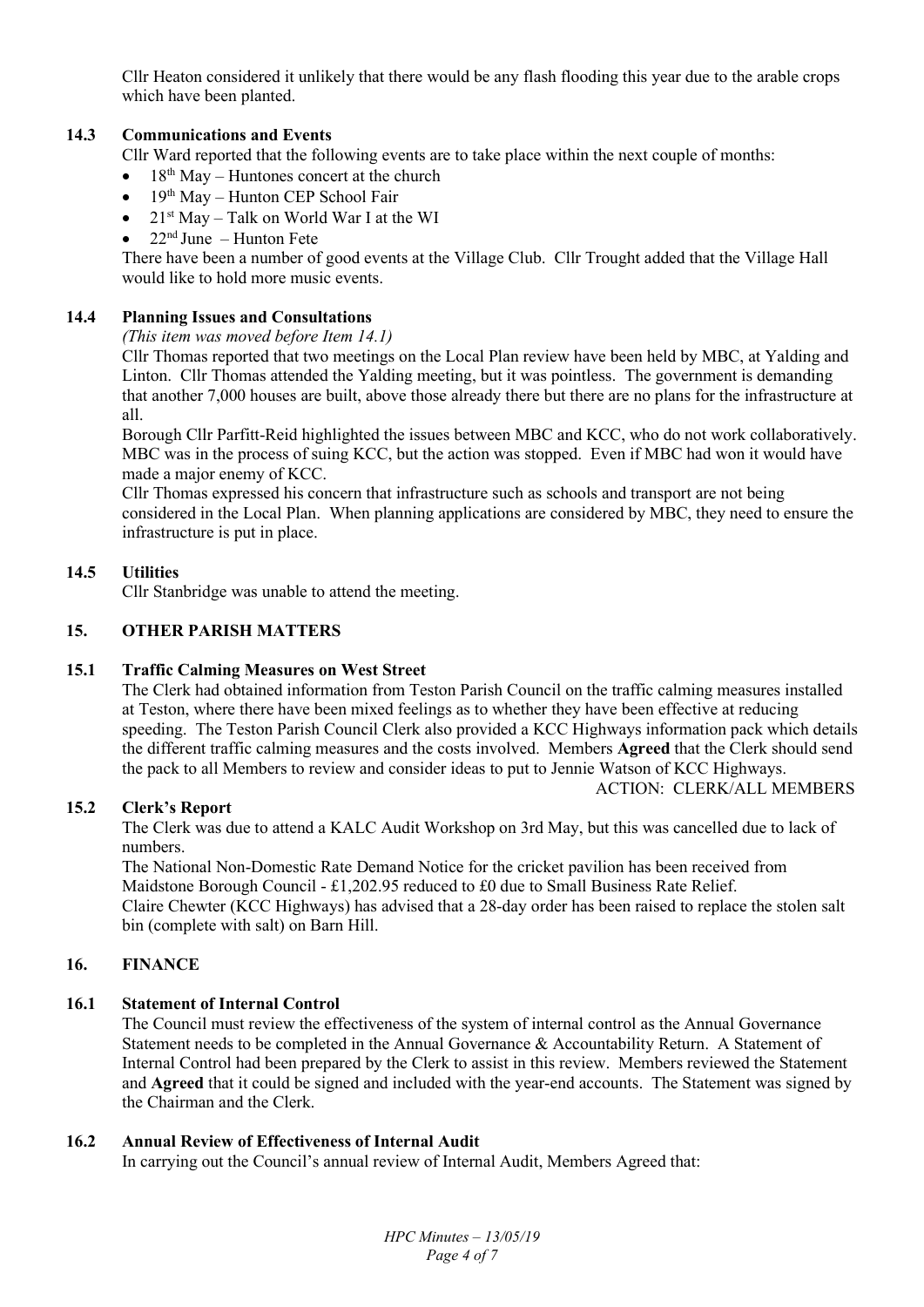Cllr Heaton considered it unlikely that there would be any flash flooding this year due to the arable crops which have been planted.

### 14.3 Communications and Events

Cllr Ward reported that the following events are to take place within the next couple of months:

- 18th May – Huntones concert at the church
- 19th May – Hunton CEP School Fair
- 21st May – Talk on World War I at the WI
- 22nd June – Hunton Fete

There have been a number of good events at the Village Club. Cllr Trought added that the Village Hall would like to hold more music events.

### 14.4 Planning Issues and Consultations

*(This item was moved before Item 14.1)*

Cllr Thomas reported that two meetings on the Local Plan review have been held by MBC, at Yalding and Linton. Cllr Thomas attended the Yalding meeting, but it was pointless. The government is demanding that another 7,000 houses are built, above those already there but there are no plans for the infrastructure at all.

Borough Cllr Parfitt-Reid highlighted the issues between MBC and KCC, who do not work collaboratively. MBC was in the process of suing KCC, but the action was stopped. Even if MBC had won it would have made a major enemy of KCC.

Cllr Thomas expressed his concern that infrastructure such as schools and transport are not being considered in the Local Plan. When planning applications are considered by MBC, they need to ensure the infrastructure is put in place.

### 14.5 Utilities

Cllr Stanbridge was unable to attend the meeting.

## 15. OTHER PARISH MATTERS

### 15.1 Traffic Calming Measures on West Street

The Clerk had obtained information from Teston Parish Council on the traffic calming measures installed at Teston, where there have been mixed feelings as to whether they have been effective at reducing speeding. The Teston Parish Council Clerk also provided a KCC Highways information pack which details the different traffic calming measures and the costs involved. Members **Agreed** that the Clerk should send the pack to all Members to review and consider ideas to put to Jennie Watson of KCC Highways.

ACTION: CLERK/ALL MEMBERS

### 15.2 Clerk's Report

The Clerk was due to attend a KALC Audit Workshop on 3rd May, but this was cancelled due to lack of numbers.

The National Non-Domestic Rate Demand Notice for the cricket pavilion has been received from Maidstone Borough Council - £1,202.95 reduced to £0 due to Small Business Rate Relief.

Claire Chewter (KCC Highways) has advised that a 28-day order has been raised to replace the stolen salt bin (complete with salt) on Barn Hill.

## 16. FINANCE

### 16.1 Statement of Internal Control

The Council must review the effectiveness of the system of internal control as the Annual Governance Statement needs to be completed in the Annual Governance & Accountability Return. A Statement of Internal Control had been prepared by the Clerk to assist in this review. Members reviewed the Statement and **Agreed** that it could be signed and included with the year-end accounts. The Statement was signed by the Chairman and the Clerk.

### 16.2 Annual Review of Effectiveness of Internal Audit

In carrying out the Council's annual review of Internal Audit, Members Agreed that: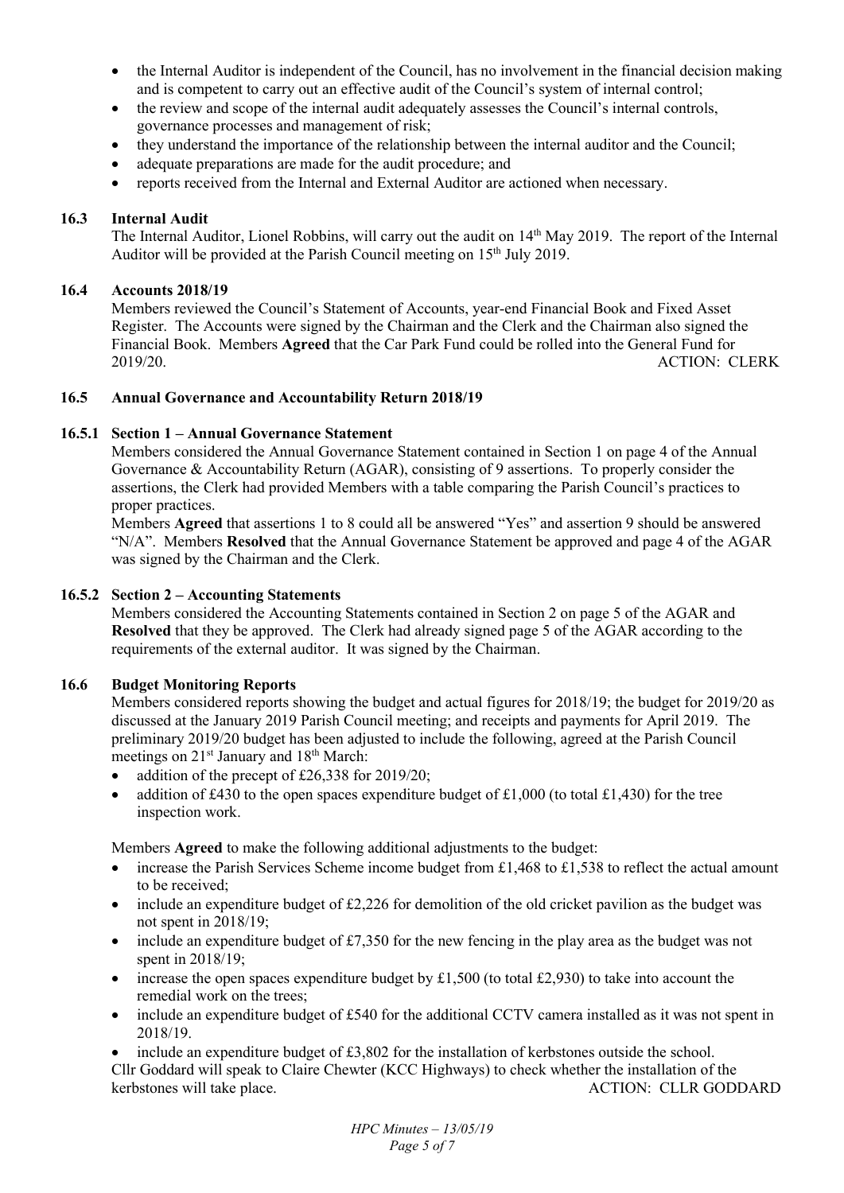- the Internal Auditor is independent of the Council, has no involvement in the financial decision making and is competent to carry out an effective audit of the Council's system of internal control;
- the review and scope of the internal audit adequately assesses the Council's internal controls, governance processes and management of risk;
- they understand the importance of the relationship between the internal auditor and the Council;
- adequate preparations are made for the audit procedure; and
- reports received from the Internal and External Auditor are actioned when necessary.

### 16.3 Internal Audit

The Internal Auditor, Lionel Robbins, will carry out the audit on 14th May 2019. The report of the Internal Auditor will be provided at the Parish Council meeting on 15th July 2019.

### 16.4 Accounts 2018/19

Members reviewed the Council's Statement of Accounts, year-end Financial Book and Fixed Asset Register. The Accounts were signed by the Chairman and the Clerk and the Chairman also signed the Financial Book. Members **Agreed** that the Car Park Fund could be rolled into the General Fund for 2019/20. ACTION: CLERK

### 16.5 Annual Governance and Accountability Return 2018/19

#### 16.5.1 Section 1 – Annual Governance Statement

Members considered the Annual Governance Statement contained in Section 1 on page 4 of the Annual Governance & Accountability Return (AGAR), consisting of 9 assertions. To properly consider the assertions, the Clerk had provided Members with a table comparing the Parish Council's practices to proper practices.

Members **Agreed** that assertions 1 to 8 could all be answered "Yes" and assertion 9 should be answered "N/A". Members **Resolved** that the Annual Governance Statement be approved and page 4 of the AGAR was signed by the Chairman and the Clerk.

#### 16.5.2 Section 2 – Accounting Statements

Members considered the Accounting Statements contained in Section 2 on page 5 of the AGAR and **Resolved** that they be approved. The Clerk had already signed page 5 of the AGAR according to the requirements of the external auditor. It was signed by the Chairman.

### 16.6 Budget Monitoring Reports

Members considered reports showing the budget and actual figures for 2018/19; the budget for 2019/20 as discussed at the January 2019 Parish Council meeting; and receipts and payments for April 2019. The preliminary 2019/20 budget has been adjusted to include the following, agreed at the Parish Council meetings on 21st January and 18th March:

- addition of the precept of £26,338 for 2019/20;
- addition of £430 to the open spaces expenditure budget of £1,000 (to total £1,430) for the tree inspection work.

Members **Agreed** to make the following additional adjustments to the budget:

- increase the Parish Services Scheme income budget from £1,468 to £1,538 to reflect the actual amount to be received;
- include an expenditure budget of £2,226 for demolition of the old cricket pavilion as the budget was not spent in 2018/19;
- include an expenditure budget of £7,350 for the new fencing in the play area as the budget was not spent in 2018/19;
- increase the open spaces expenditure budget by £1,500 (to total £2,930) to take into account the remedial work on the trees;
- include an expenditure budget of £540 for the additional CCTV camera installed as it was not spent in 2018/19.
- include an expenditure budget of £3,802 for the installation of kerbstones outside the school.

Cllr Goddard will speak to Claire Chewter (KCC Highways) to check whether the installation of the kerbstones will take place. ACTION: CLLR GODDARD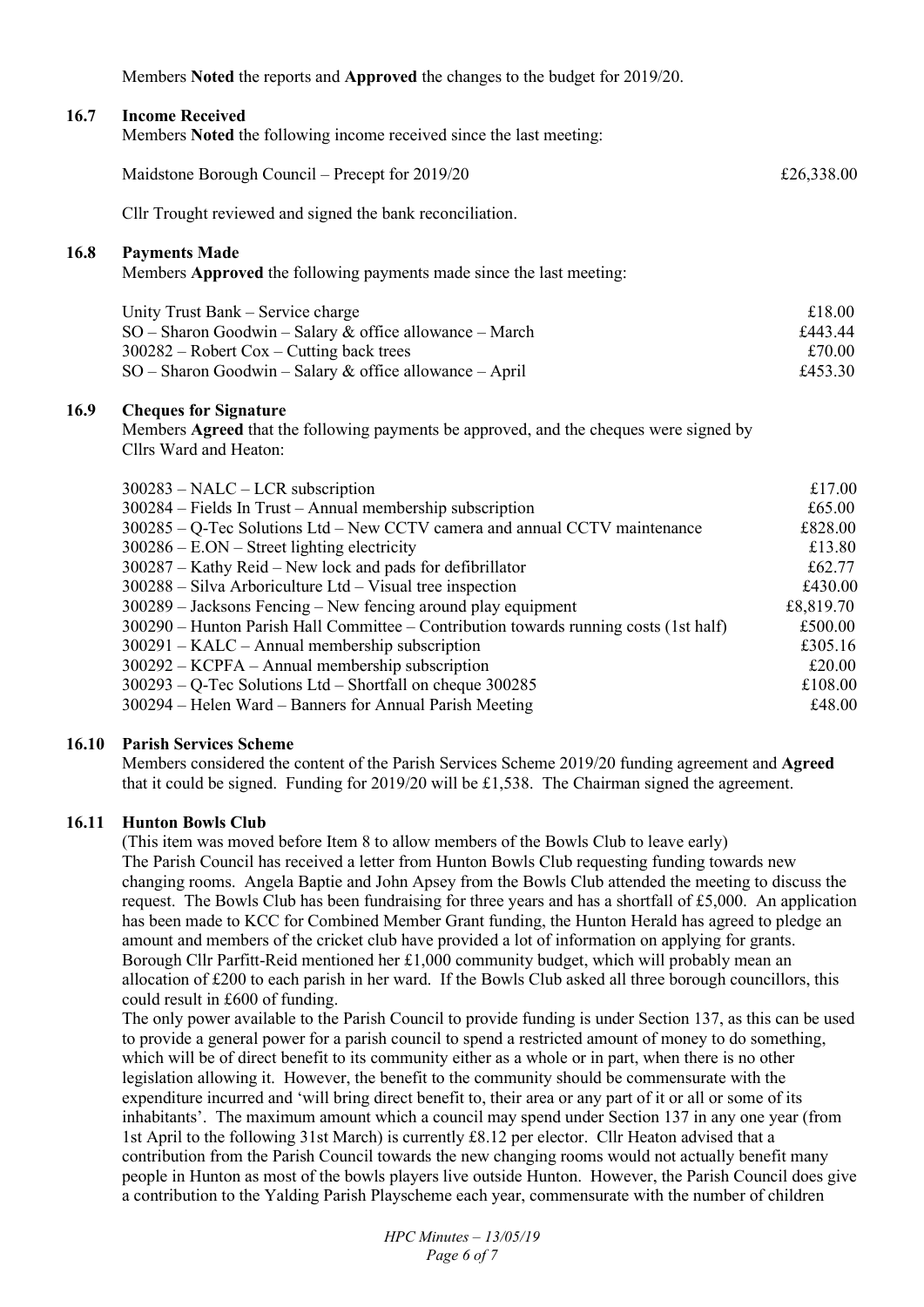Members **Noted** the reports and **Approved** the changes to the budget for 2019/20.

### 16.7 Income Received

Members **Noted** the following income received since the last meeting:

| | |
|---|---|
| Maidstone Borough Council – Precept for 2019/20 | £26,338.00 |

Cllr Trought reviewed and signed the bank reconciliation.

### 16.8 Payments Made

Members **Approved** the following payments made since the last meeting:

| | |
|---|---|
| Unity Trust Bank – Service charge | £18.00 |
| SO – Sharon Goodwin – Salary & office allowance – March | £443.44 |
| 300282 – Robert Cox – Cutting back trees | £70.00 |
| SO – Sharon Goodwin – Salary & office allowance – April | £453.30 |

### 16.9 Cheques for Signature

Members **Agreed** that the following payments be approved, and the cheques were signed by Cllrs Ward and Heaton:

| | |
|---|---|
| 300283 – NALC – LCR subscription | £17.00 |
| 300284 – Fields In Trust – Annual membership subscription | £65.00 |
| 300285 – Q-Tec Solutions Ltd – New CCTV camera and annual CCTV maintenance | £828.00 |
| 300286 – E.ON – Street lighting electricity | £13.80 |
| 300287 – Kathy Reid – New lock and pads for defibrillator | £62.77 |
| 300288 – Silva Arboriculture Ltd – Visual tree inspection | £430.00 |
| 300289 – Jacksons Fencing – New fencing around play equipment | £8,819.70 |
| 300290 – Hunton Parish Hall Committee – Contribution towards running costs (1st half) | £500.00 |
| 300291 – KALC – Annual membership subscription | £305.16 |
| 300292 – KCPFA – Annual membership subscription | £20.00 |
| 300293 – Q-Tec Solutions Ltd – Shortfall on cheque 300285 | £108.00 |
| 300294 – Helen Ward – Banners for Annual Parish Meeting | £48.00 |

### 16.10 Parish Services Scheme

Members considered the content of the Parish Services Scheme 2019/20 funding agreement and **Agreed** that it could be signed. Funding for 2019/20 will be £1,538. The Chairman signed the agreement.

### 16.11 Hunton Bowls Club

(This item was moved before Item 8 to allow members of the Bowls Club to leave early)
The Parish Council has received a letter from Hunton Bowls Club requesting funding towards new changing rooms. Angela Baptie and John Apsey from the Bowls Club attended the meeting to discuss the request. The Bowls Club has been fundraising for three years and has a shortfall of £5,000. An application has been made to KCC for Combined Member Grant funding, the Hunton Herald has agreed to pledge an amount and members of the cricket club have provided a lot of information on applying for grants. Borough Cllr Parfitt-Reid mentioned her £1,000 community budget, which will probably mean an allocation of £200 to each parish in her ward. If the Bowls Club asked all three borough councillors, this could result in £600 of funding.

The only power available to the Parish Council to provide funding is under Section 137, as this can be used to provide a general power for a parish council to spend a restricted amount of money to do something, which will be of direct benefit to its community either as a whole or in part, when there is no other legislation allowing it. However, the benefit to the community should be commensurate with the expenditure incurred and 'will bring direct benefit to, their area or any part of it or all or some of its inhabitants'. The maximum amount which a council may spend under Section 137 in any one year (from 1st April to the following 31st March) is currently £8.12 per elector. Cllr Heaton advised that a contribution from the Parish Council towards the new changing rooms would not actually benefit many people in Hunton as most of the bowls players live outside Hunton. However, the Parish Council does give a contribution to the Yalding Parish Playscheme each year, commensurate with the number of children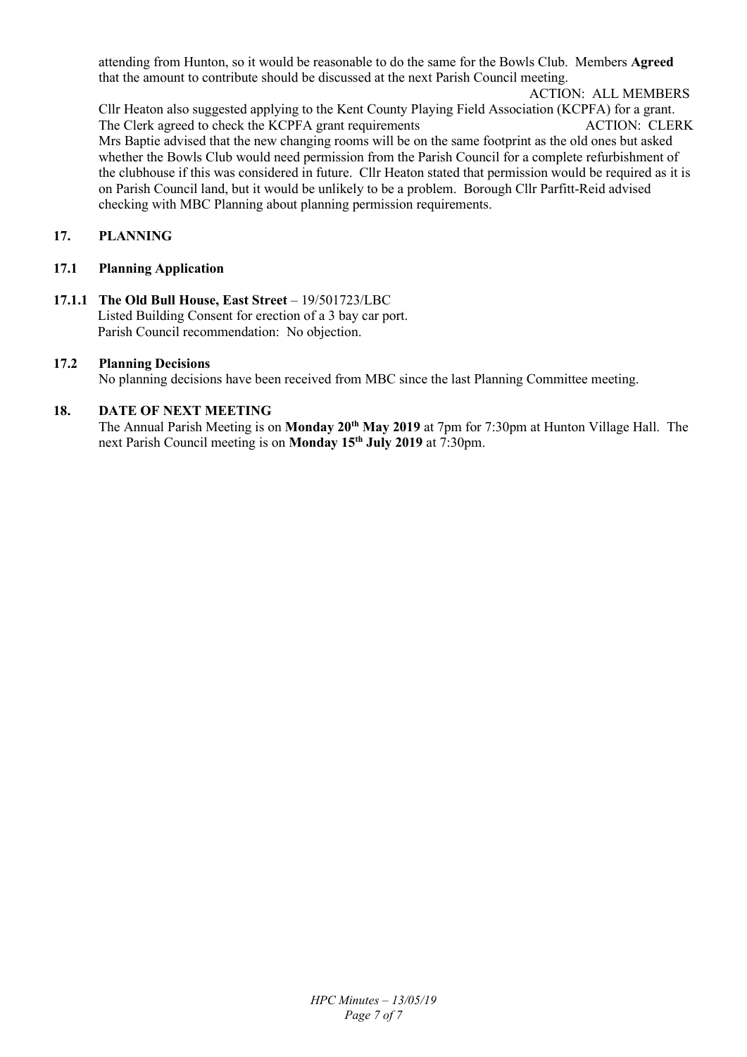attending from Hunton, so it would be reasonable to do the same for the Bowls Club. Members **Agreed** that the amount to contribute should be discussed at the next Parish Council meeting.

ACTION: ALL MEMBERS

Cllr Heaton also suggested applying to the Kent County Playing Field Association (KCPFA) for a grant. The Clerk agreed to check the KCPFA grant requirements ACTION: CLERK

Mrs Baptie advised that the new changing rooms will be on the same footprint as the old ones but asked whether the Bowls Club would need permission from the Parish Council for a complete refurbishment of the clubhouse if this was considered in future. Cllr Heaton stated that permission would be required as it is on Parish Council land, but it would be unlikely to be a problem. Borough Cllr Parfitt-Reid advised checking with MBC Planning about planning permission requirements.

## 17. PLANNING

### 17.1 Planning Application

**17.1.1 The Old Bull House, East Street** – 19/501723/LBC
Listed Building Consent for erection of a 3 bay car port.
Parish Council recommendation: No objection.

### 17.2 Planning Decisions

No planning decisions have been received from MBC since the last Planning Committee meeting.

## 18. DATE OF NEXT MEETING

The Annual Parish Meeting is on **Monday 20th May 2019** at 7pm for 7:30pm at Hunton Village Hall. The next Parish Council meeting is on **Monday 15th July 2019** at 7:30pm.